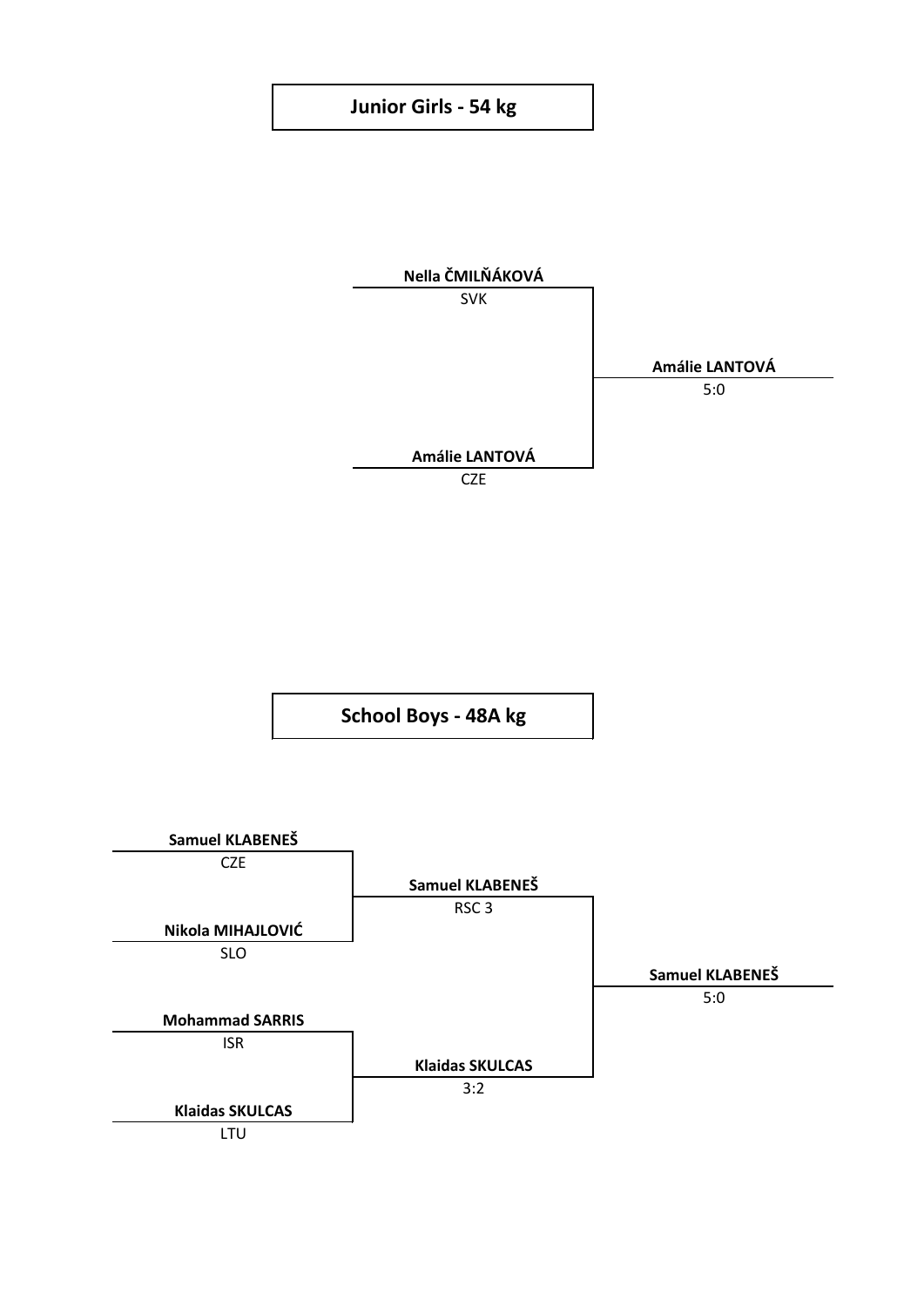## Junior Girls - 54 kg

Nella ČMILŇÁKOVÁ
SVK

Amálie LANTOVÁ
CZE

**Amálie LANTOVÁ**
5:0

## School Boys - 48A kg

Samuel KLABENEŠ
CZE

Nikola MIHAJLOVIĆ
SLO

Mohammad SARRIS
ISR

Klaidas SKULCAS
LTU

**Samuel KLABENEŠ**
RSC 3

**Klaidas SKULCAS**
3:2

**Samuel KLABENEŠ**
5:0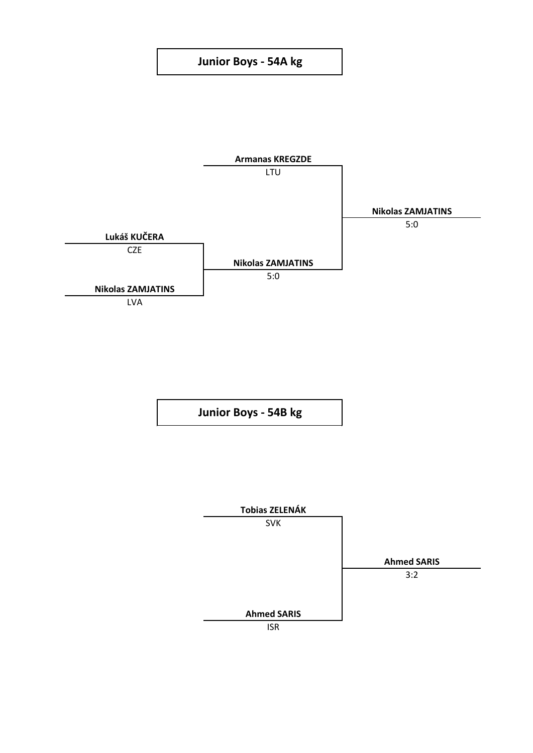## Junior Boys - 54A kg

**Armanas KREGZDE**
LTU

**Lukáš KUČERA**
CZE

**Nikolas ZAMJATINS**
LVA

**Nikolas ZAMJATINS**
5:0

**Nikolas ZAMJATINS**
5:0

## Junior Boys - 54B kg

**Tobias ZELENÁK**
SVK

**Ahmed SARIS**
ISR

**Ahmed SARIS**
3:2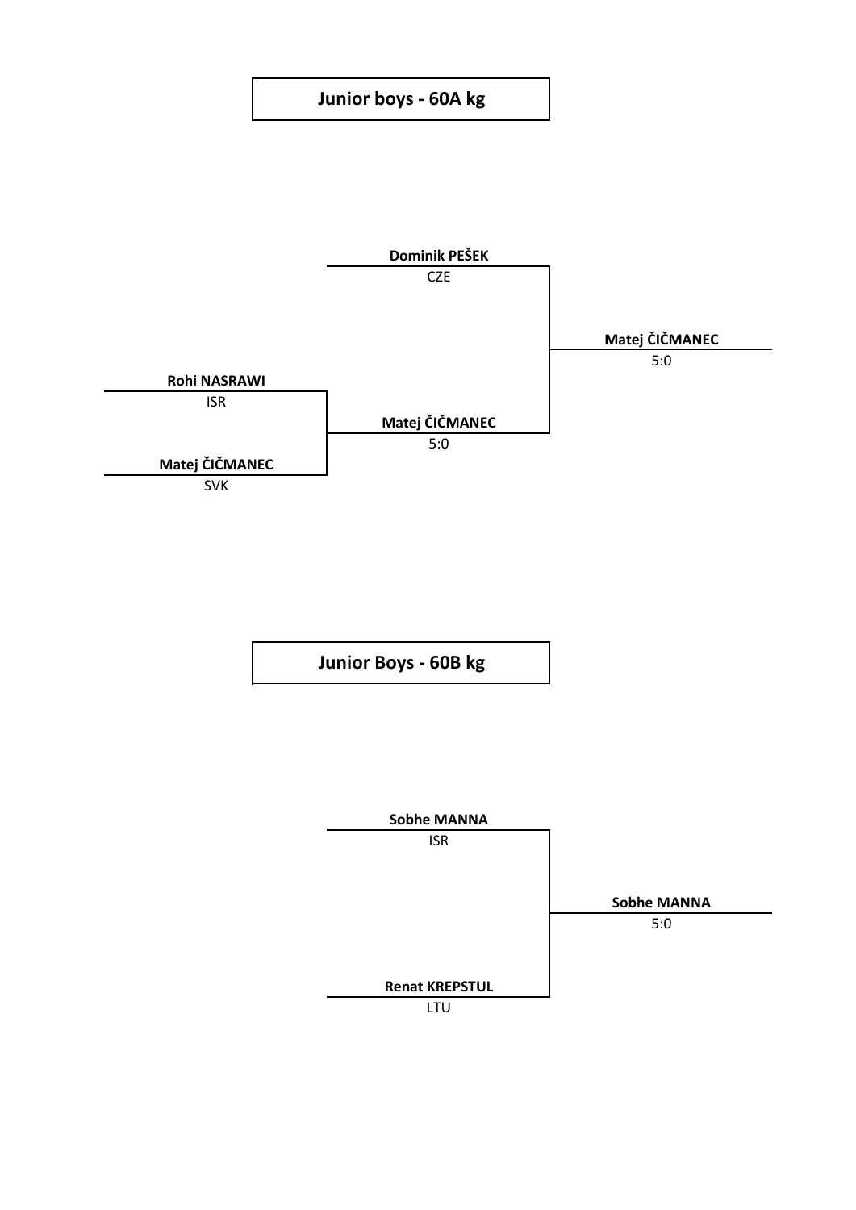## Junior boys - 60A kg

Dominik PEŠEK
CZE

Rohi NASRAWI
ISR

Matej ČIČMANEC
SVK

Matej ČIČMANEC
5:0

Matej ČIČMANEC
5:0

## Junior Boys - 60B kg

Sobhe MANNA
ISR

Renat KREPSTUL
LTU

Sobhe MANNA
5:0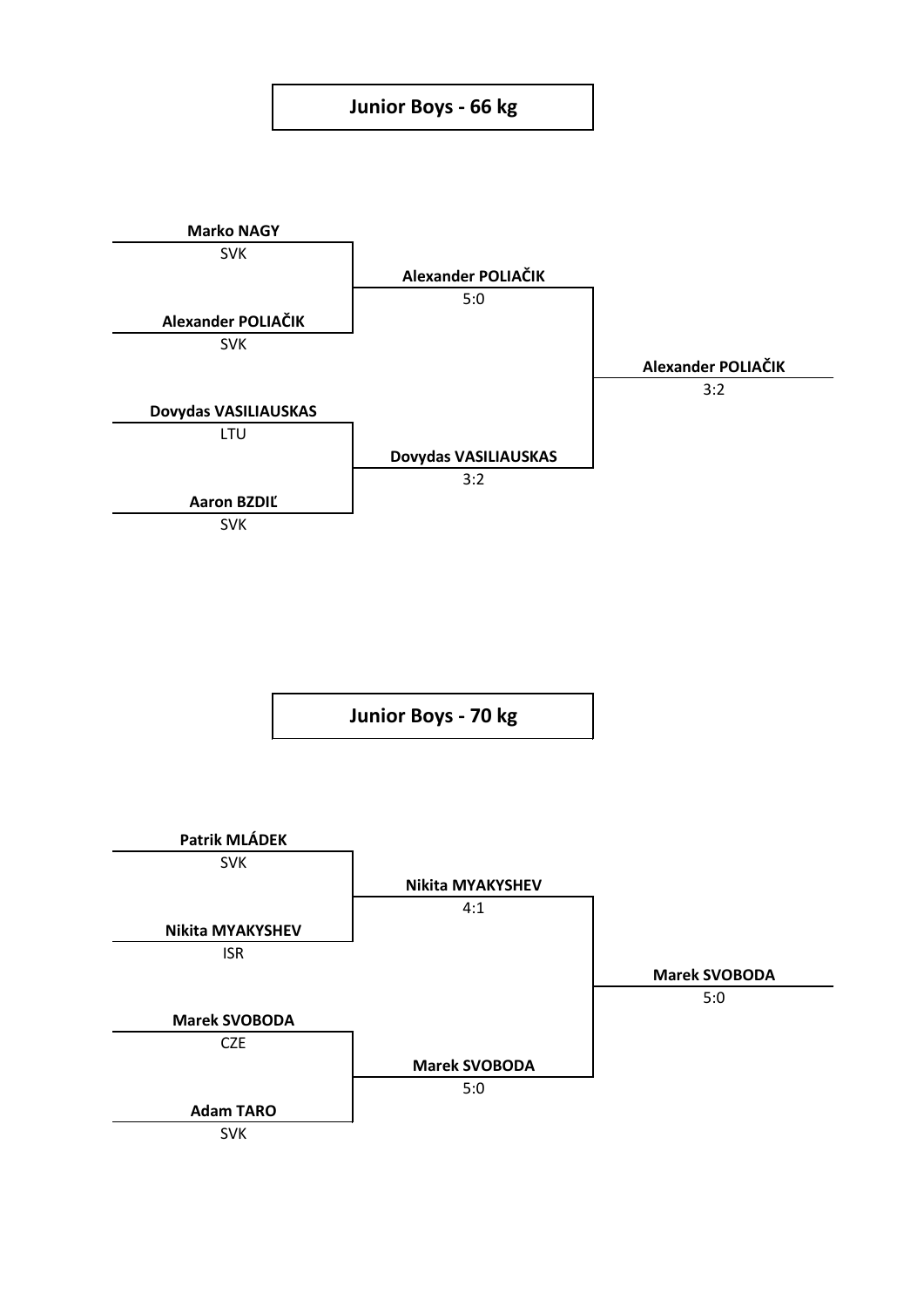## Junior Boys - 66 kg

**Marko NAGY**
SVK

**Alexander POLIAČIK**
SVK

**Dovydas VASILIAUSKAS**
LTU

**Aaron BZDIĽ**
SVK

**Alexander POLIAČIK**
5:0

**Dovydas VASILIAUSKAS**
3:2

**Alexander POLIAČIK**
3:2

## Junior Boys - 70 kg

**Patrik MLÁDEK**
SVK

**Nikita MYAKYSHEV**
ISR

**Marek SVOBODA**
CZE

**Adam TARO**
SVK

**Nikita MYAKYSHEV**
4:1

**Marek SVOBODA**
5:0

**Marek SVOBODA**
5:0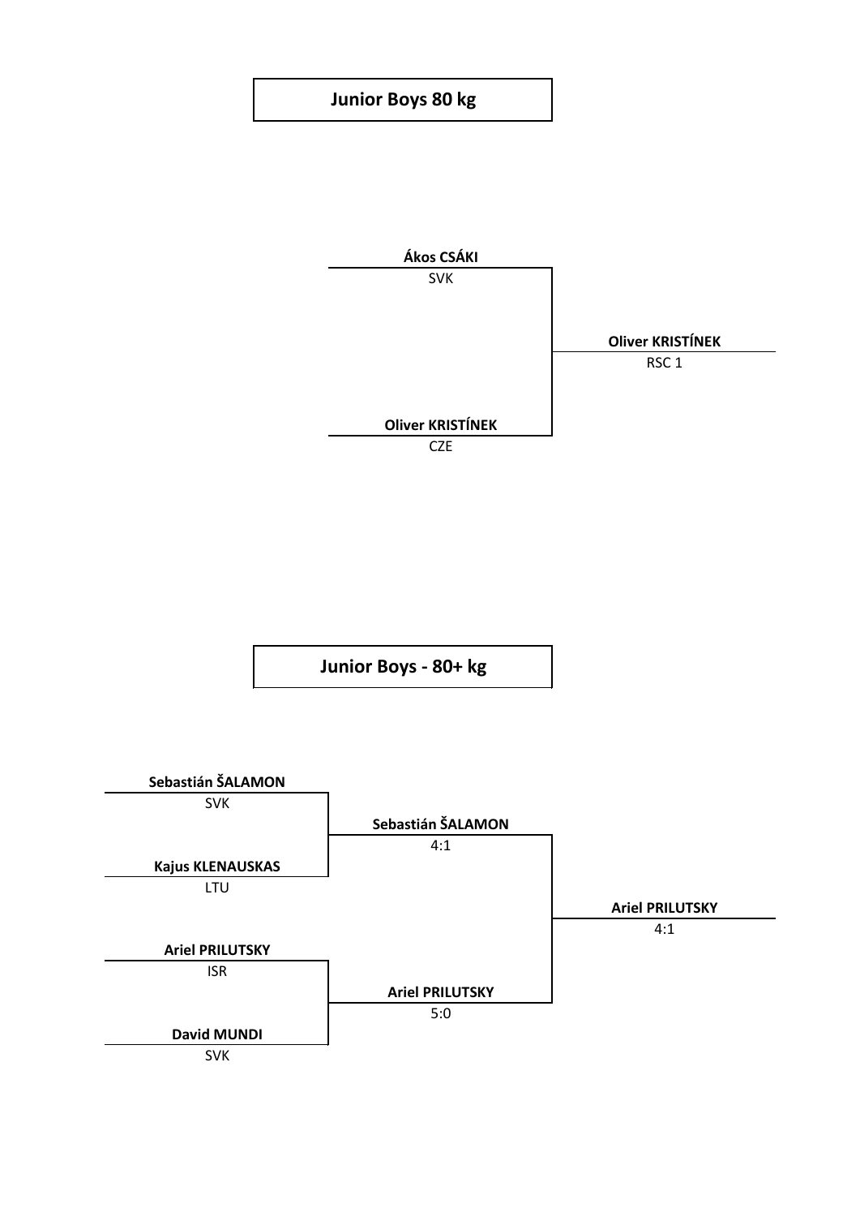# Junior Boys 80 kg

Ákos CSÁKI
SVK

Oliver KRISTÍNEK
CZE

Oliver KRISTÍNEK
RSC 1

# Junior Boys - 80+ kg

Sebastián ŠALAMON
SVK

Kajus KLENAUSKAS
LTU

Ariel PRILUTSKY
ISR

David MUNDI
SVK

Sebastián ŠALAMON
4:1

Ariel PRILUTSKY
5:0

Ariel PRILUTSKY
4:1